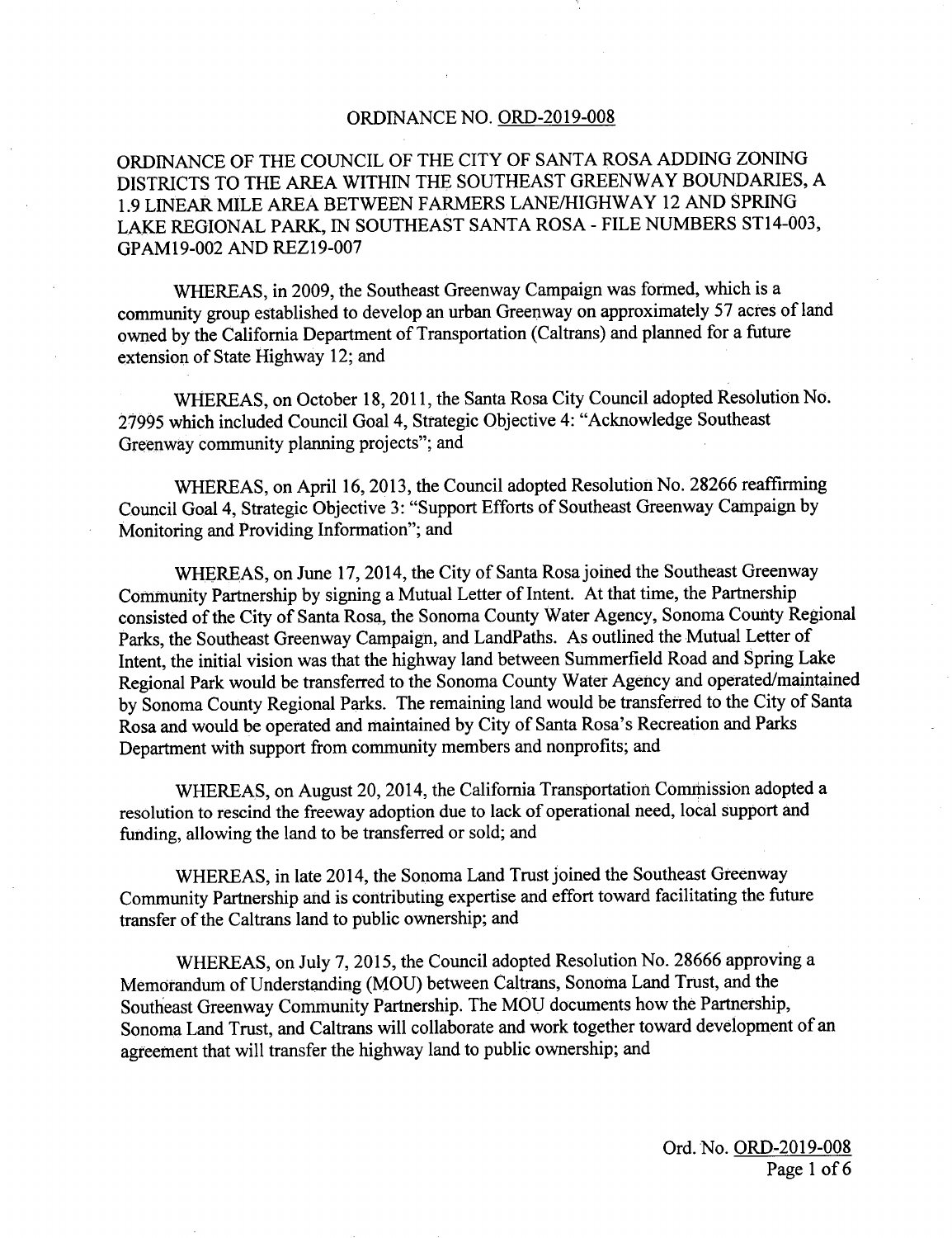ORDINANCE NO. ORD-2019-008

ORDINANCE OF THE COUNCIL OF THE CITY OF SANTA ROSA ADDING ZONING DISTRICTS TO THE AREA WITHIN THE SOUTHEAST GREENWAY BOUNDARIES, A 1.9 LINEAR MILE AREA BETWEEN FARMERS LANE/HIGHWAY 12 AND SPRING LAKE REGIONAL PARK, IN SOUTHEAST SANTA ROSA - FILE NUMBERS ST14-003, GPAM19-002 AND REZ19-007

WHEREAS, in 2009, the Southeast Greenway Campaign was formed, which is a community group established to develop an urban Greenway on approximately 57 acres of land owned by the California Department of Transportation (Caltrans) and planned for a future extension of State Highway 12; and

WHEREAS, on October 18, 2011, the Santa Rosa City Council adopted Resolution No. 27995 which included Council Goal 4, Strategic Objective 4: "Acknowledge Southeast Greenway community planning projects"; and

WHEREAS, on April 16, 2013, the Council adopted Resolution No. 28266 reaffirming Council Goal 4, Strategic Objective 3: "Support Efforts of Southeast Greenway Campaign by Monitoring and Providing Information"; and

WHEREAS, on June 17, 2014, the City of Santa Rosa joined the Southeast Greenway Community Partnership by signing a Mutual Letter of Intent. At that time, the Partnership consisted of the City of Santa Rosa, the Sonoma County Water Agency, Sonoma County Regional Parks, the Southeast Greenway Campaign, and LandPaths. As outlined the Mutual Letter of Intent, the initial vision was that the highway land between Summerfield Road and Spring Lake Regional Park would be transferred to the Sonoma County Water Agency and operated/maintained by Sonoma County Regional Parks. The remaining land would be transferred to the City of Santa Rosa and would be operated and maintained by City of Santa Rosa's Recreation and Parks Department with support from community members and nonprofits; and

WHEREAS, on August 20, 2014, the California Transportation Commission adopted a resolution to rescind the freeway adoption due to lack of operational need, local support and funding, allowing the land to be transferred or sold; and

WHEREAS, in late 2014, the Sonoma Land Trust joined the Southeast Greenway Community Partnership and is contributing expertise and effort toward facilitating the future transfer of the Caltrans land to public ownership; and

WHEREAS, on July 7, 2015, the Council adopted Resolution No. 28666 approving a Memorandum of Understanding (MOU) between Caltrans, Sonoma Land Trust, and the Southeast Greenway Community Partnership. The MOU documents how the Partnership, Sonoma Land Trust, and Caltrans will collaborate and work together toward development of an agreement that will transfer the highway land to public ownership; and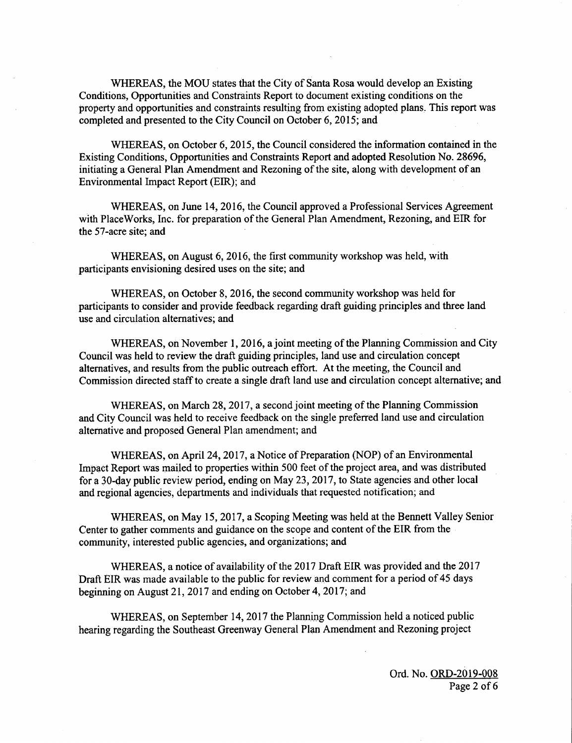WHEREAS, the MOU states that the City of Santa Rosa would develop an Existing Conditions, Opportunities and Constraints Report to document existing conditions on the property and opportunities and constraints resulting from existing adopted plans. This report was completed and presented to the City Council on October 6, 2015; and

WHEREAS, on October 6, 2015, the Council considered the information contained in the Existing Conditions, Opportunities and Constraints Report and adopted Resolution No. 28696, initiating a General Plan Amendment and Rezoning of the site, along with development of an Environmental Impact Report (EIR); and

WHEREAS, on June 14, 2016, the Council approved a Professional Services Agreement with PlaceWorks, Inc. for preparation of the General Plan Amendment, Rezoning, and EIR for the 57-acre site; and

WHEREAS, on August 6, 2016, the first community workshop was held, with participants envisioning desired uses on the site; and

WHEREAS, on October 8, 2016, the second community workshop was held for participants to consider and provide feedback regarding draft guiding principles and three land use and circulation alternatives; and

WHEREAS, on November 1, 2016, a joint meeting of the Planning Commission and City Council was held to review the draft guiding principles, land use and circulation concept alternatives, and results from the public outreach effort. At the meeting, the Council and Commission directed staff to create a single draft land use and circulation concept alternative; and

WHEREAS, on March 28, 2017, a second joint meeting of the Planning Commission and City Council was held to receive feedback on the single preferred land use and circulation alternative and proposed General Plan amendment; and

WHEREAS, on April 24, 2017, a Notice of Preparation (NOP) of an Environmental Impact Report was mailed to properties within 500 feet of the project area, and was distributed for a 30-day public review period, ending on May 23, 2017, to State agencies and other local and regional agencies, departments and individuals that requested notification; and

WHEREAS, on May 15, 2017, a Scoping Meeting was held at the Bennett Valley Senior Center to gather comments and guidance on the scope and content of the EIR from the community, interested public agencies, and organizations; and

WHEREAS, a notice of availability of the 2017 Draft EIR was provided and the 2017 Draft EIR was made available to the public for review and comment for a period of 45 days beginning on August 21, 2017 and ending on October 4, 2017; and

WHEREAS, on September 14, 2017 the Planning Commission held a noticed public hearing regarding the Southeast Greenway General Plan Amendment and Rezoning project

Ord. No. ORD-2019-008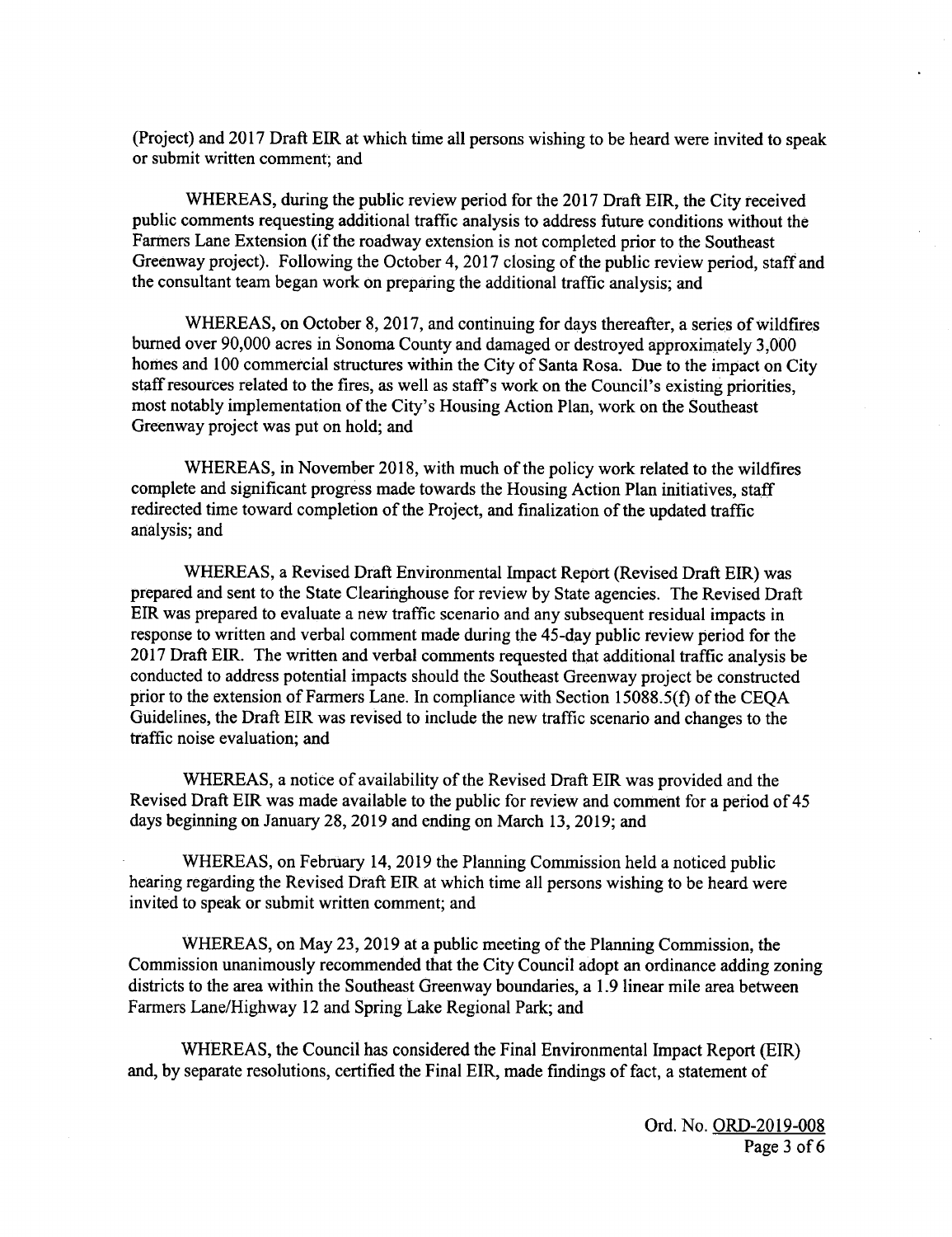(Project) and 2017 Draft EIR at which time all persons wishing to be heard were invited to speak or submit written comment; and

WHEREAS, during the public review period for the 2017 Draft EIR, the City received public comments requesting additional traffic analysis to address future conditions without the Farmers Lane Extension (if the roadway extension is not completed prior to the Southeast Greenway project). Following the October 4, 2017 closing of the public review period, staff and the consultant team began work on preparing the additional traffic analysis; and

WHEREAS, on October 8, 2017, and continuing for days thereafter, a series of wildfires burned over 90,000 acres in Sonoma County and damaged or destroyed approximately 3,000 homes and 100 commercial structures within the City of Santa Rosa. Due to the impact on City staff resources related to the fires, as well as staff's work on the Council's existing priorities, most notably implementation of the City's Housing Action Plan, work on the Southeast Greenway project was put on hold; and

WHEREAS, in November 2018, with much of the policy work related to the wildfires complete and significant progress made towards the Housing Action Plan initiatives, staff redirected time toward completion of the Project, and finalization of the updated traffic analysis; and

WHEREAS, a Revised Draft Environmental Impact Report (Revised Draft EIR) was prepared and sent to the State Clearinghouse for review by State agencies. The Revised Draft EIR was prepared to evaluate a new traffic scenario and any subsequent residual impacts in response to written and verbal comment made during the 45-day public review period for the 2017 Draft EIR. The written and verbal comments requested that additional traffic analysis be conducted to address potential impacts should the Southeast Greenway project be constructed prior to the extension of Farmers Lane. In compliance with Section 15088.5(f) of the CEQA Guidelines, the Draft EIR was revised to include the new traffic scenario and changes to the traffic noise evaluation; and

WHEREAS, a notice of availability of the Revised Draft EIR was provided and the Revised Draft EIR was made available to the public for review and comment for a period of 45 days beginning on January 28, 2019 and ending on March 13, 2019; and

WHEREAS, on February 14, 2019 the Planning Commission held a noticed public hearing regarding the Revised Draft EIR at which time all persons wishing to be heard were invited to speak or submit written comment; and

WHEREAS, on May 23, 2019 at a public meeting of the Planning Commission, the Commission unanimously recommended that the City Council adopt an ordinance adding zoning districts to the area within the Southeast Greenway boundaries, a 1.9 linear mile area between Farmers Lane/Highway 12 and Spring Lake Regional Park; and

WHEREAS, the Council has considered the Final Environmental Impact Report (EIR) and, by separate resolutions, certified the Final EIR, made findings of fact, a statement of

Ord. No. ORD-2019-008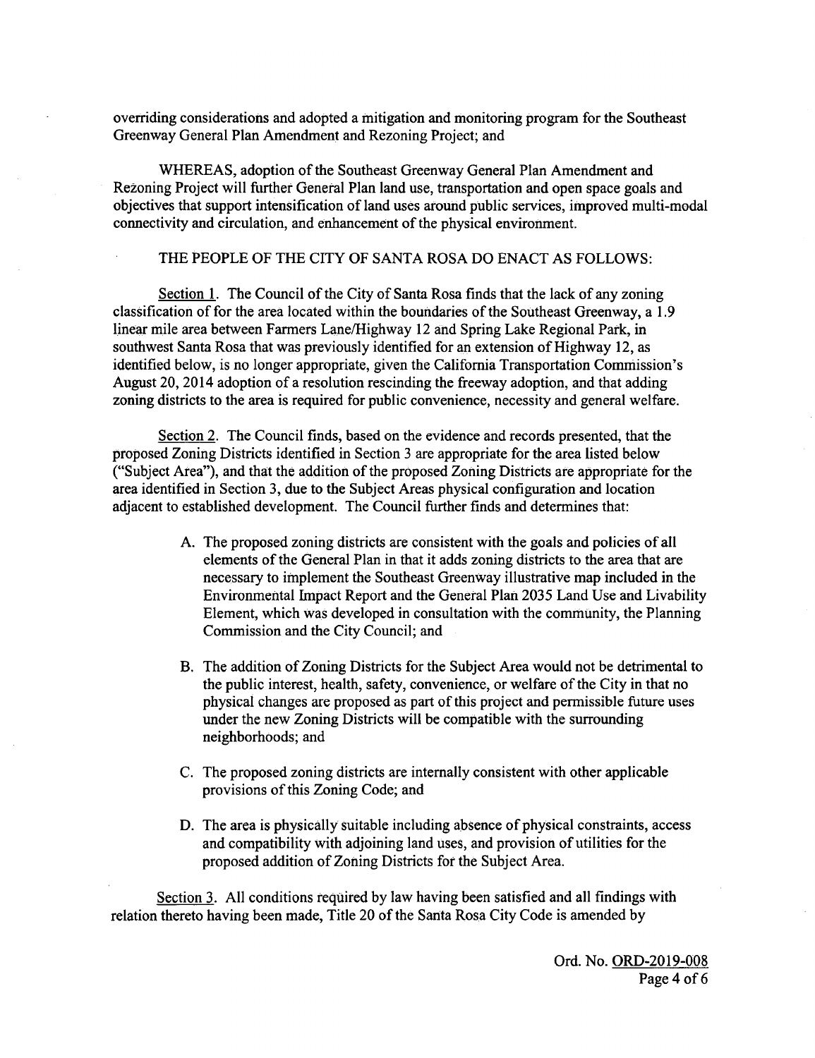overriding considerations and adopted a mitigation and monitoring program for the Southeast Greenway General Plan Amendment and Rezoning Project; and

WHEREAS, adoption of the Southeast Greenway General Plan Amendment and Rezoning Project will further General Plan land use, transportation and open space goals and objectives that support intensification of land uses around public services, improved multi-modal connectivity and circulation, and enhancement of the physical environment.

THE PEOPLE OF THE CITY OF SANTA ROSA DO ENACT AS FOLLOWS:

Section 1. The Council of the City of Santa Rosa finds that the lack of any zoning classification of for the area located within the boundaries of the Southeast Greenway, a 1.9 linear mile area between Farmers Lane/Highway 12 and Spring Lake Regional Park, in southwest Santa Rosa that was previously identified for an extension of Highway 12, as identified below, is no longer appropriate, given the California Transportation Commission's August 20, 2014 adoption of a resolution rescinding the freeway adoption, and that adding zoning districts to the area is required for public convenience, necessity and general welfare.

Section 2. The Council finds, based on the evidence and records presented, that the proposed Zoning Districts identified in Section 3 are appropriate for the area listed below ("Subject Area"), and that the addition of the proposed Zoning Districts are appropriate for the area identified in Section 3, due to the Subject Areas physical configuration and location adjacent to established development. The Council further finds and determines that:

A. The proposed zoning districts are consistent with the goals and policies of all elements of the General Plan in that it adds zoning districts to the area that are necessary to implement the Southeast Greenway illustrative map included in the Environmental Impact Report and the General Plan 2035 Land Use and Livability Element, which was developed in consultation with the community, the Planning Commission and the City Council; and

B. The addition of Zoning Districts for the Subject Area would not be detrimental to the public interest, health, safety, convenience, or welfare of the City in that no physical changes are proposed as part of this project and permissible future uses under the new Zoning Districts will be compatible with the surrounding neighborhoods; and

C. The proposed zoning districts are internally consistent with other applicable provisions of this Zoning Code; and

D. The area is physically suitable including absence of physical constraints, access and compatibility with adjoining land uses, and provision of utilities for the proposed addition of Zoning Districts for the Subject Area.

Section 3. All conditions required by law having been satisfied and all findings with relation thereto having been made, Title 20 of the Santa Rosa City Code is amended by

Ord. No. ORD-2019-008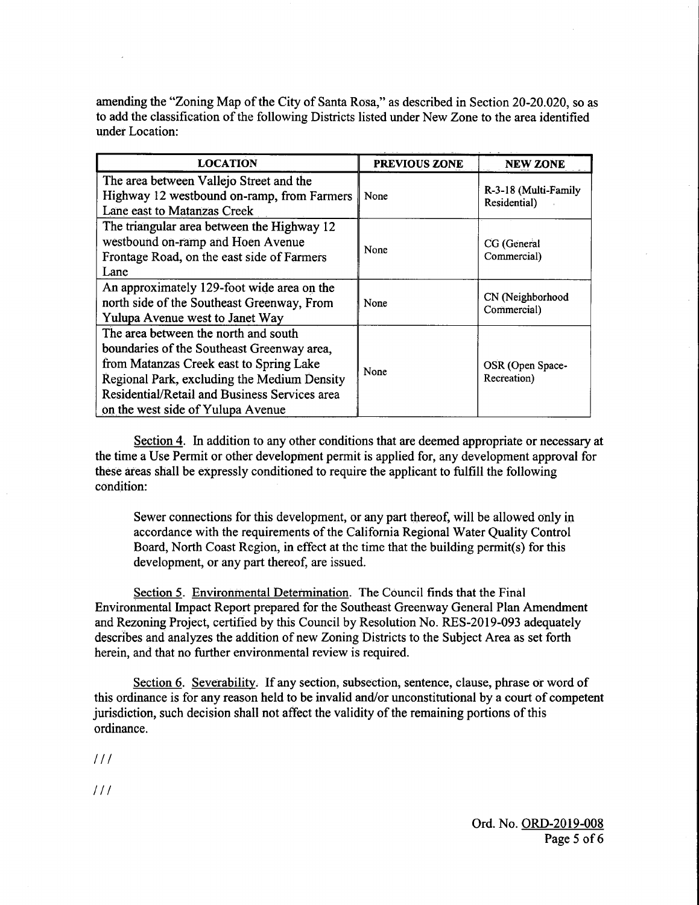amending the "Zoning Map of the City of Santa Rosa," as described in Section 20-20.020, so as to add the classification of the following Districts listed under New Zone to the area identified under Location:

| LOCATION | PREVIOUS ZONE | NEW ZONE |
|---|---|---|
| The area between Vallejo Street and the Highway 12 westbound on-ramp, from Farmers Lane east to Matanzas Creek | None | R-3-18 (Multi-Family Residential) |
| The triangular area between the Highway 12 westbound on-ramp and Hoen Avenue Frontage Road, on the east side of Farmers Lane | None | CG (General Commercial) |
| An approximately 129-foot wide area on the north side of the Southeast Greenway, From Yulupa Avenue west to Janet Way | None | CN (Neighborhood Commercial) |
| The area between the north and south boundaries of the Southeast Greenway area, from Matanzas Creek east to Spring Lake Regional Park, excluding the Medium Density Residential/Retail and Business Services area on the west side of Yulupa Avenue | None | OSR (Open Space-Recreation) |

Section 4. In addition to any other conditions that are deemed appropriate or necessary at the time a Use Permit or other development permit is applied for, any development approval for these areas shall be expressly conditioned to require the applicant to fulfill the following condition:

> Sewer connections for this development, or any part thereof, will be allowed only in accordance with the requirements of the California Regional Water Quality Control Board, North Coast Region, in effect at the time that the building permit(s) for this development, or any part thereof, are issued.

Section 5. Environmental Determination. The Council finds that the Final Environmental Impact Report prepared for the Southeast Greenway General Plan Amendment and Rezoning Project, certified by this Council by Resolution No. RES-2019-093 adequately describes and analyzes the addition of new Zoning Districts to the Subject Area as set forth herein, and that no further environmental review is required.

Section 6. Severability. If any section, subsection, sentence, clause, phrase or word of this ordinance is for any reason held to be invalid and/or unconstitutional by a court of competent jurisdiction, such decision shall not affect the validity of the remaining portions of this ordinance.

///

///

Ord. No. ORD-2019-008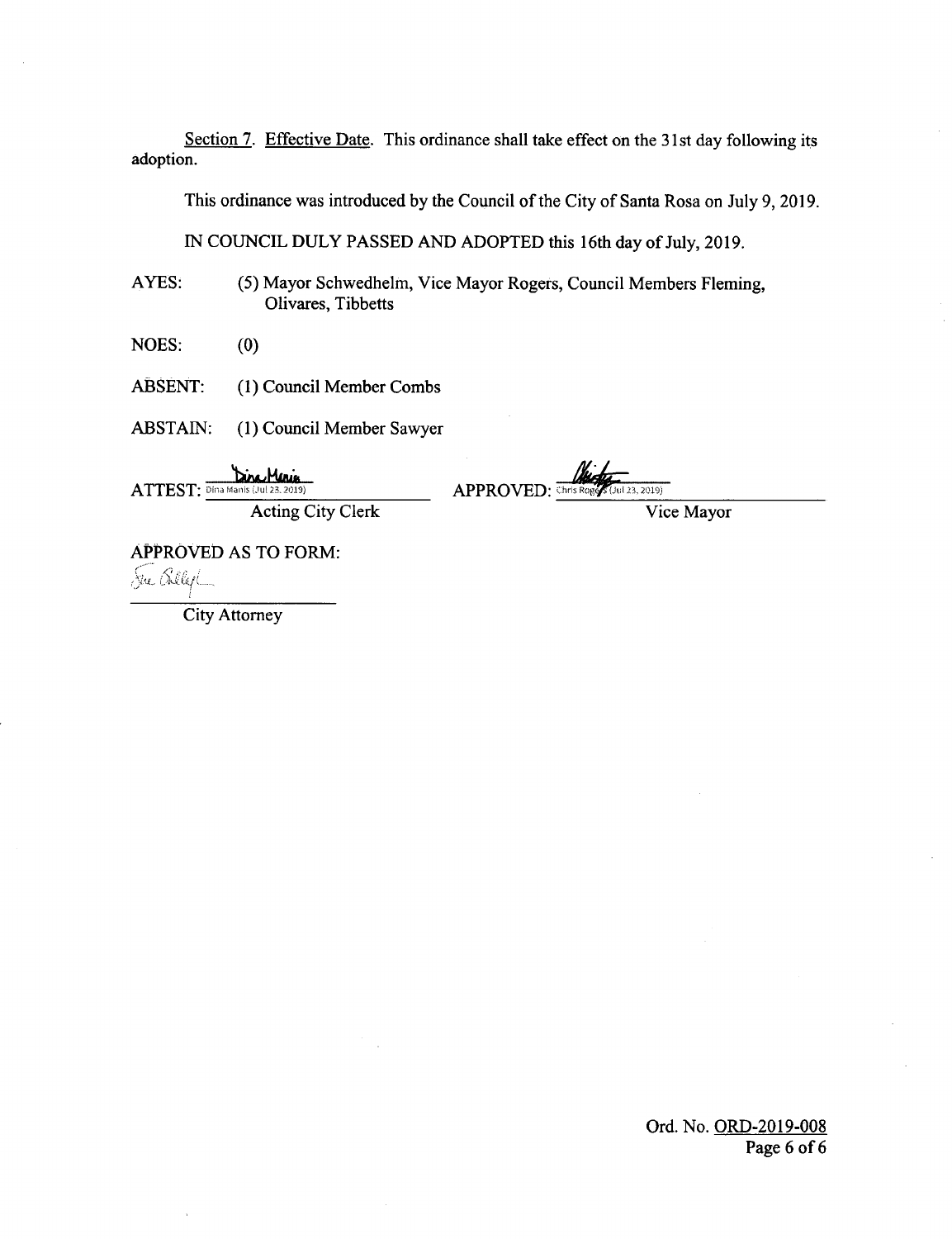Section 7. Effective Date. This ordinance shall take effect on the 31st day following its adoption.

This ordinance was introduced by the Council of the City of Santa Rosa on July 9, 2019.

IN COUNCIL DULY PASSED AND ADOPTED this 16th day of July, 2019.

AYES: (5) Mayor Schwedhelm, Vice Mayor Rogers, Council Members Fleming, Olivares, Tibbetts

NOES: (0)

ABSENT: (1) Council Member Combs

ABSTAIN: (1) Council Member Sawyer

ATTEST: Dina Manis (Jul 23, 2019)
Acting City Clerk

APPROVED: Chris Rogers (Jul 23, 2019)
Vice Mayor

APPROVED AS TO FORM:

City Attorney

Ord. No. ORD-2019-008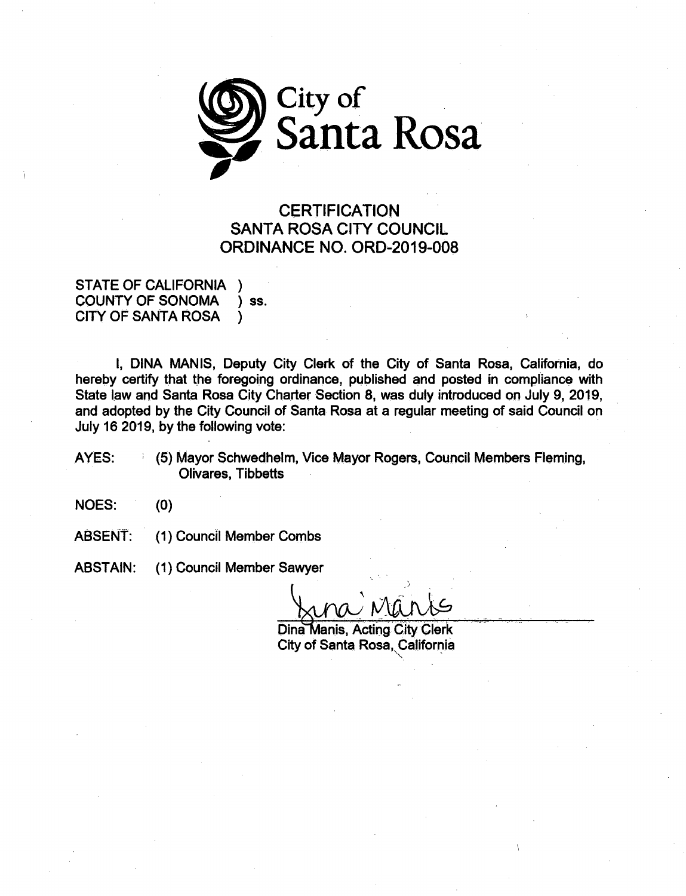City of
Santa Rosa

# CERTIFICATION
## SANTA ROSA CITY COUNCIL
## ORDINANCE NO. ORD-2019-008

STATE OF CALIFORNIA )
COUNTY OF SONOMA ) ss.
CITY OF SANTA ROSA )

I, DINA MANIS, Deputy City Clerk of the City of Santa Rosa, California, do hereby certify that the foregoing ordinance, published and posted in compliance with State law and Santa Rosa City Charter Section 8, was duly introduced on July 9, 2019, and adopted by the City Council of Santa Rosa at a regular meeting of said Council on July 16 2019, by the following vote:

AYES: (5) Mayor Schwedhelm, Vice Mayor Rogers, Council Members Fleming, Olivares, Tibbetts

NOES: (0)

ABSENT: (1) Council Member Combs

ABSTAIN: (1) Council Member Sawyer

Dina Manis, Acting City Clerk
City of Santa Rosa, California